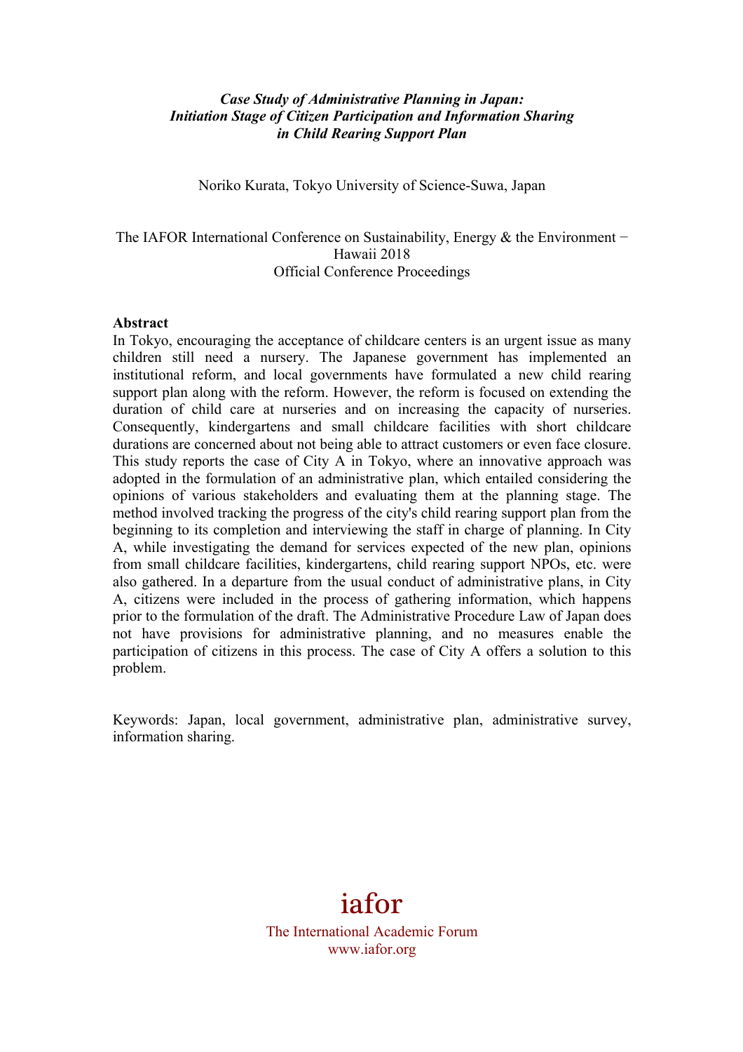***Case Study of Administrative Planning in Japan: Initiation Stage of Citizen Participation and Information Sharing in Child Rearing Support Plan***

Noriko Kurata, Tokyo University of Science-Suwa, Japan

The IAFOR International Conference on Sustainability, Energy & the Environment − Hawaii 2018
Official Conference Proceedings

**Abstract**

In Tokyo, encouraging the acceptance of childcare centers is an urgent issue as many children still need a nursery. The Japanese government has implemented an institutional reform, and local governments have formulated a new child rearing support plan along with the reform. However, the reform is focused on extending the duration of child care at nurseries and on increasing the capacity of nurseries. Consequently, kindergartens and small childcare facilities with short childcare durations are concerned about not being able to attract customers or even face closure. This study reports the case of City A in Tokyo, where an innovative approach was adopted in the formulation of an administrative plan, which entailed considering the opinions of various stakeholders and evaluating them at the planning stage. The method involved tracking the progress of the city's child rearing support plan from the beginning to its completion and interviewing the staff in charge of planning. In City A, while investigating the demand for services expected of the new plan, opinions from small childcare facilities, kindergartens, child rearing support NPOs, etc. were also gathered. In a departure from the usual conduct of administrative plans, in City A, citizens were included in the process of gathering information, which happens prior to the formulation of the draft. The Administrative Procedure Law of Japan does not have provisions for administrative planning, and no measures enable the participation of citizens in this process. The case of City A offers a solution to this problem.

Keywords: Japan, local government, administrative plan, administrative survey, information sharing.

iafor
The International Academic Forum
www.iafor.org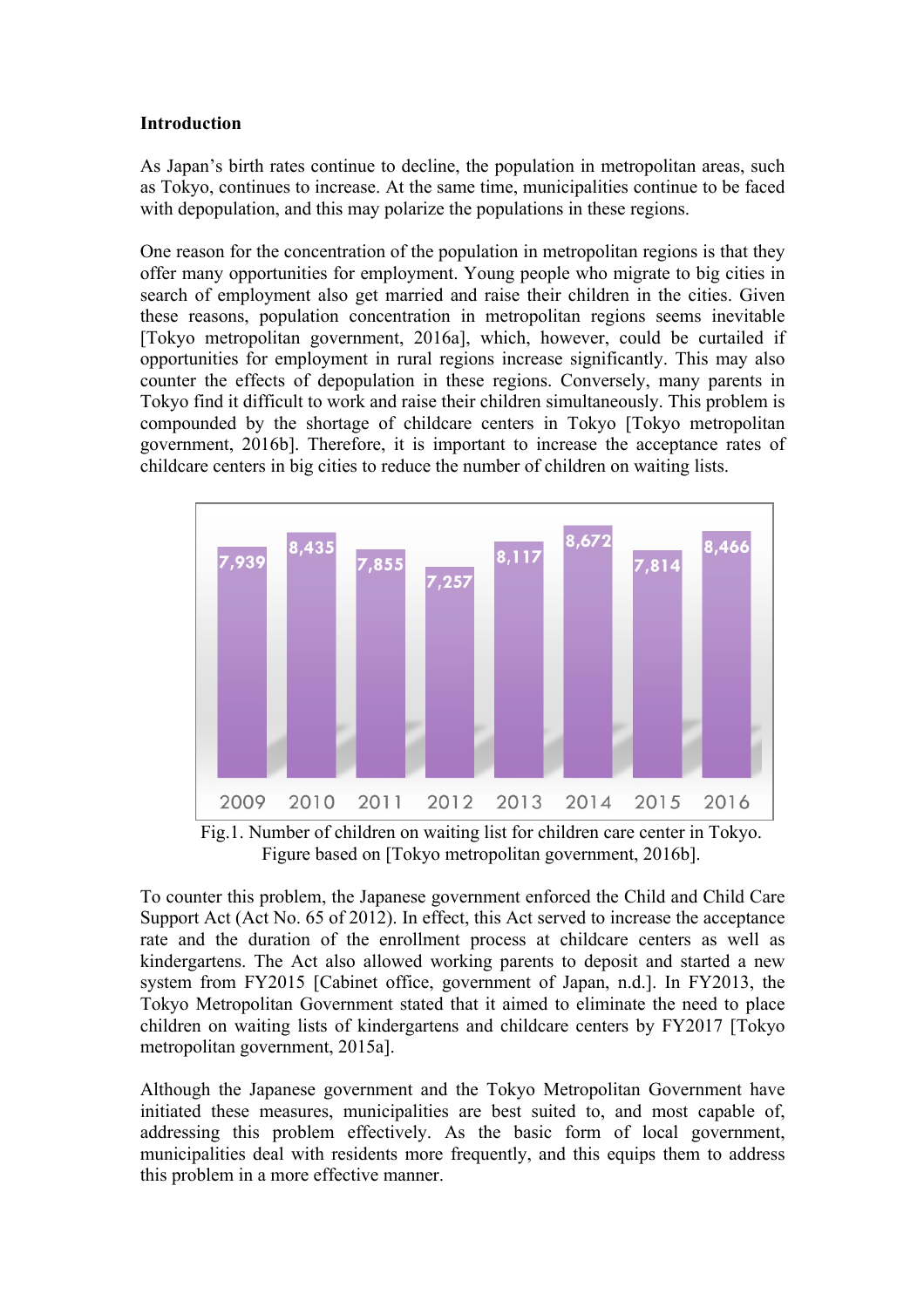**Introduction**

As Japan's birth rates continue to decline, the population in metropolitan areas, such as Tokyo, continues to increase. At the same time, municipalities continue to be faced with depopulation, and this may polarize the populations in these regions.

One reason for the concentration of the population in metropolitan regions is that they offer many opportunities for employment. Young people who migrate to big cities in search of employment also get married and raise their children in the cities. Given these reasons, population concentration in metropolitan regions seems inevitable [Tokyo metropolitan government, 2016a], which, however, could be curtailed if opportunities for employment in rural regions increase significantly. This may also counter the effects of depopulation in these regions. Conversely, many parents in Tokyo find it difficult to work and raise their children simultaneously. This problem is compounded by the shortage of childcare centers in Tokyo [Tokyo metropolitan government, 2016b]. Therefore, it is important to increase the acceptance rates of childcare centers in big cities to reduce the number of children on waiting lists.

7,939
8,435
7,855
7,257
8,117
8,672
7,814
8,466

2009 2010 2011 2012 2013 2014 2015 2016

Fig.1. Number of children on waiting list for children care center in Tokyo. Figure based on [Tokyo metropolitan government, 2016b].

To counter this problem, the Japanese government enforced the Child and Child Care Support Act (Act No. 65 of 2012). In effect, this Act served to increase the acceptance rate and the duration of the enrollment process at childcare centers as well as kindergartens. The Act also allowed working parents to deposit and started a new system from FY2015 [Cabinet office, government of Japan, n.d.]. In FY2013, the Tokyo Metropolitan Government stated that it aimed to eliminate the need to place children on waiting lists of kindergartens and childcare centers by FY2017 [Tokyo metropolitan government, 2015a].

Although the Japanese government and the Tokyo Metropolitan Government have initiated these measures, municipalities are best suited to, and most capable of, addressing this problem effectively. As the basic form of local government, municipalities deal with residents more frequently, and this equips them to address this problem in a more effective manner.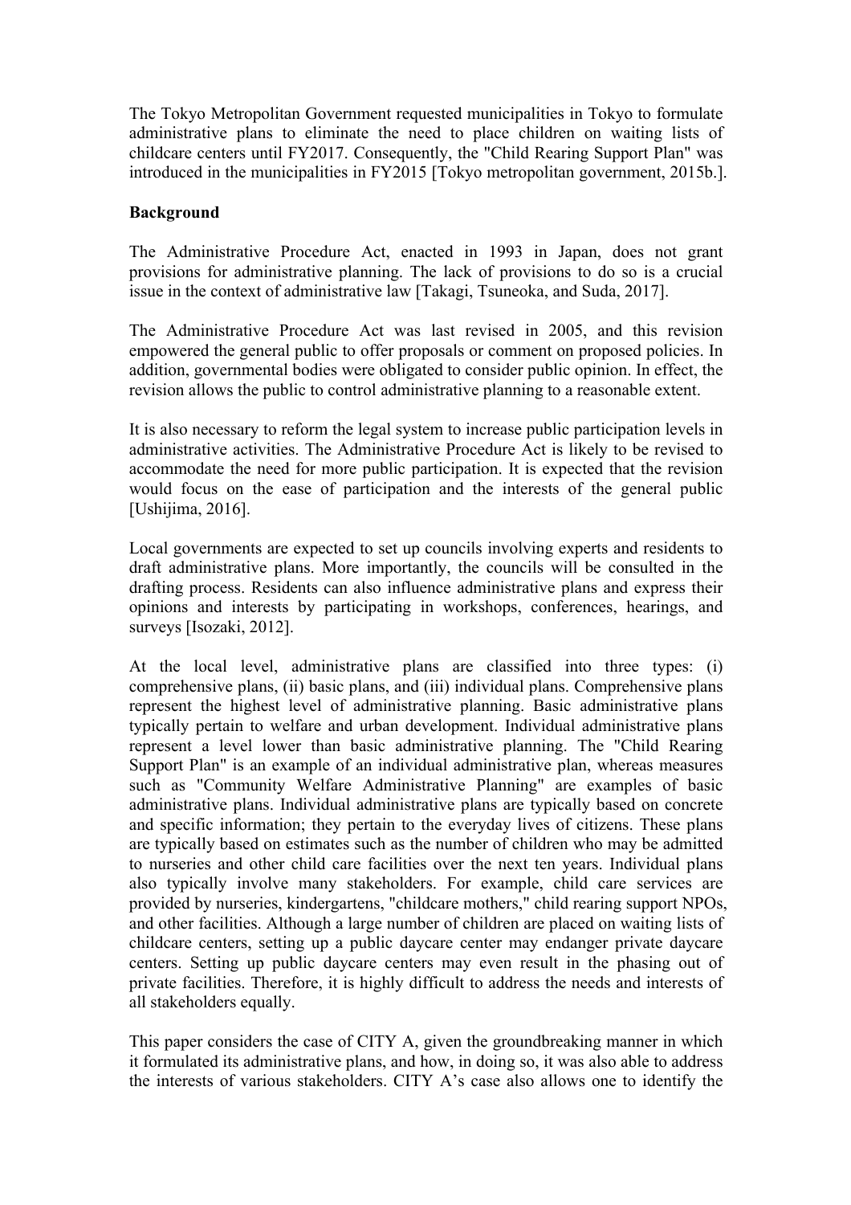The Tokyo Metropolitan Government requested municipalities in Tokyo to formulate administrative plans to eliminate the need to place children on waiting lists of childcare centers until FY2017. Consequently, the "Child Rearing Support Plan" was introduced in the municipalities in FY2015 [Tokyo metropolitan government, 2015b.].

**Background**

The Administrative Procedure Act, enacted in 1993 in Japan, does not grant provisions for administrative planning. The lack of provisions to do so is a crucial issue in the context of administrative law [Takagi, Tsuneoka, and Suda, 2017].

The Administrative Procedure Act was last revised in 2005, and this revision empowered the general public to offer proposals or comment on proposed policies. In addition, governmental bodies were obligated to consider public opinion. In effect, the revision allows the public to control administrative planning to a reasonable extent.

It is also necessary to reform the legal system to increase public participation levels in administrative activities. The Administrative Procedure Act is likely to be revised to accommodate the need for more public participation. It is expected that the revision would focus on the ease of participation and the interests of the general public [Ushijima, 2016].

Local governments are expected to set up councils involving experts and residents to draft administrative plans. More importantly, the councils will be consulted in the drafting process. Residents can also influence administrative plans and express their opinions and interests by participating in workshops, conferences, hearings, and surveys [Isozaki, 2012].

At the local level, administrative plans are classified into three types: (i) comprehensive plans, (ii) basic plans, and (iii) individual plans. Comprehensive plans represent the highest level of administrative planning. Basic administrative plans typically pertain to welfare and urban development. Individual administrative plans represent a level lower than basic administrative planning. The "Child Rearing Support Plan" is an example of an individual administrative plan, whereas measures such as "Community Welfare Administrative Planning" are examples of basic administrative plans. Individual administrative plans are typically based on concrete and specific information; they pertain to the everyday lives of citizens. These plans are typically based on estimates such as the number of children who may be admitted to nurseries and other child care facilities over the next ten years. Individual plans also typically involve many stakeholders. For example, child care services are provided by nurseries, kindergartens, "childcare mothers," child rearing support NPOs, and other facilities. Although a large number of children are placed on waiting lists of childcare centers, setting up a public daycare center may endanger private daycare centers. Setting up public daycare centers may even result in the phasing out of private facilities. Therefore, it is highly difficult to address the needs and interests of all stakeholders equally.

This paper considers the case of CITY A, given the groundbreaking manner in which it formulated its administrative plans, and how, in doing so, it was also able to address the interests of various stakeholders. CITY A's case also allows one to identify the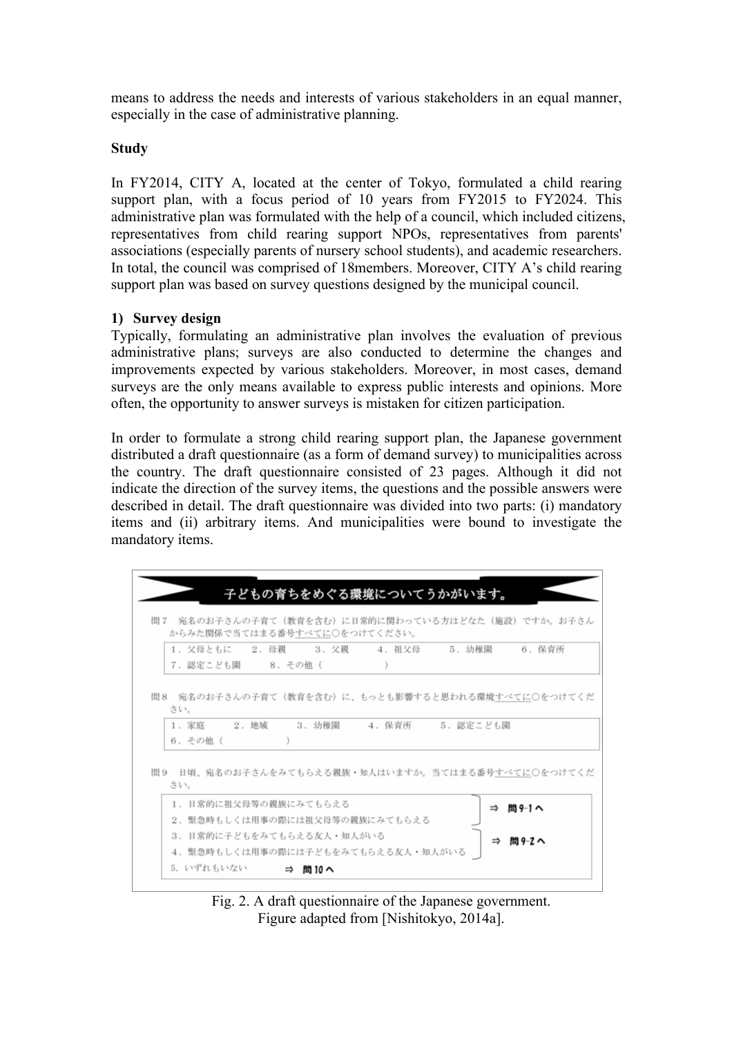means to address the needs and interests of various stakeholders in an equal manner, especially in the case of administrative planning.

## Study

In FY2014, CITY A, located at the center of Tokyo, formulated a child rearing support plan, with a focus period of 10 years from FY2015 to FY2024. This administrative plan was formulated with the help of a council, which included citizens, representatives from child rearing support NPOs, representatives from parents' associations (especially parents of nursery school students), and academic researchers. In total, the council was comprised of 18members. Moreover, CITY A's child rearing support plan was based on survey questions designed by the municipal council.

### 1) Survey design

Typically, formulating an administrative plan involves the evaluation of previous administrative plans; surveys are also conducted to determine the changes and improvements expected by various stakeholders. Moreover, in most cases, demand surveys are the only means available to express public interests and opinions. More often, the opportunity to answer surveys is mistaken for citizen participation.

In order to formulate a strong child rearing support plan, the Japanese government distributed a draft questionnaire (as a form of demand survey) to municipalities across the country. The draft questionnaire consisted of 23 pages. Although it did not indicate the direction of the survey items, the questions and the possible answers were described in detail. The draft questionnaire was divided into two parts: (i) mandatory items and (ii) arbitrary items. And municipalities were bound to investigate the mandatory items.

子どもの育ちをめぐる環境についてうかがいます。

問7　宛名のお子さんの子育て（教育を含む）に日常的に関わっている方はどなた（施設）ですか。お子さんからみた関係で当てはまる番号すべてに○をつけてください。

1．父母ともに　2．母親　3．父親　4．祖父母　5．幼稚園　6．保育所
7．認定こども園　8．その他（　）

問8　宛名のお子さんの子育て（教育を含む）に、もっとも影響すると思われる環境すべてに○をつけてください。

1．家庭　2．地域　3．幼稚園　4．保育所　5．認定こども園
6．その他（　）

問9　日頃、宛名のお子さんをみてもらえる親族・知人はいますか。当てはまる番号すべてに○をつけてください。

1．日常的に祖父母等の親族にみてもらえる
2．緊急時もしくは用事の際には祖父母等の親族にみてもらえる　⇒ 問9-1へ
3．日常的に子どもをみてもらえる友人・知人がいる
4．緊急時もしくは用事の際には子どもをみてもらえる友人・知人がいる　⇒ 問9-2へ
5．いずれもいない　⇒ 問10へ

Fig. 2. A draft questionnaire of the Japanese government.
Figure adapted from [Nishitokyo, 2014a].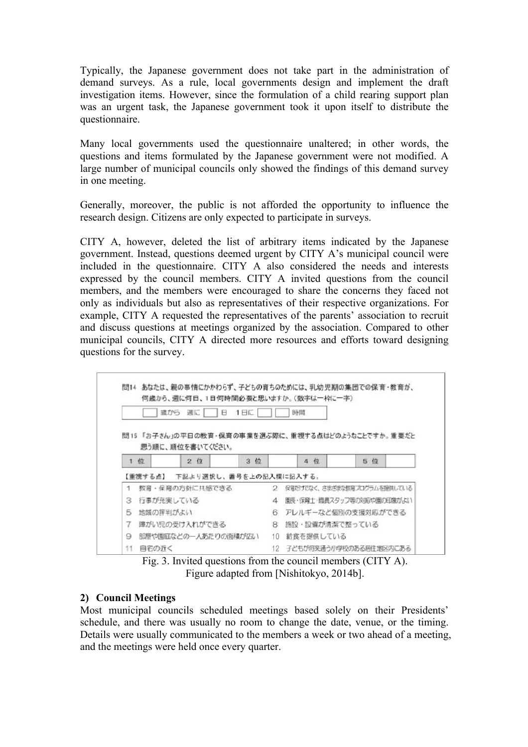Typically, the Japanese government does not take part in the administration of demand surveys. As a rule, local governments design and implement the draft investigation items. However, since the formulation of a child rearing support plan was an urgent task, the Japanese government took it upon itself to distribute the questionnaire.

Many local governments used the questionnaire unaltered; in other words, the questions and items formulated by the Japanese government were not modified. A large number of municipal councils only showed the findings of this demand survey in one meeting.

Generally, moreover, the public is not afforded the opportunity to influence the research design. Citizens are only expected to participate in surveys.

CITY A, however, deleted the list of arbitrary items indicated by the Japanese government. Instead, questions deemed urgent by CITY A's municipal council were included in the questionnaire. CITY A also considered the needs and interests expressed by the council members. CITY A invited questions from the council members, and the members were encouraged to share the concerns they faced not only as individuals but also as representatives of their respective organizations. For example, CITY A requested the representatives of the parents' association to recruit and discuss questions at meetings organized by the association. Compared to other municipal councils, CITY A directed more resources and efforts toward designing questions for the survey.

問14 あなたは、親の事情にかかわらず、子どもの育ちのためには、乳幼児期の集団での保育・教育が、何歳から、週に何日、1日何時間必要と思いますか。（数字は一枠に一字）

□ 歳から 週に □ 日 1日に □□ 時間

問15 「お子さん」の平日の教育・保育の事業を選ぶ際に、重視する点はどのようなことですか。重要だと思う順に、順位を書いてください。

| 1 位 | | 2 位 | | 3 位 | | 4 位 | | 5 位 | |
|---|---|---|---|---|---|---|---|---|---|

【重視する点】 下記より選択し、番号を上の記入欄に記入する。

| | |
|---|---|
| 1 教育・保育の方針に共感できる | 2 保育だけでなく、さまざまな教育プログラムを提供している |
| 3 行事が充実している | 4 園長・保育士・職員スタッフ等の対応や園の印象がよい |
| 5 地域の評判がよい | 6 アレルギーなど個別の支援対応ができる |
| 7 障がい児の受け入れができる | 8 施設・設備が清潔で整っている |
| 9 部屋や園庭などの一人あたりの面積が広い | 10 給食を提供している |
| 11 自宅の近く | 12 子どもが将来通う小学校のある居住地区内にある |

Fig. 3. Invited questions from the council members (CITY A).
Figure adapted from [Nishitokyo, 2014b].

**2) Council Meetings**

Most municipal councils scheduled meetings based solely on their Presidents' schedule, and there was usually no room to change the date, venue, or the timing. Details were usually communicated to the members a week or two ahead of a meeting, and the meetings were held once every quarter.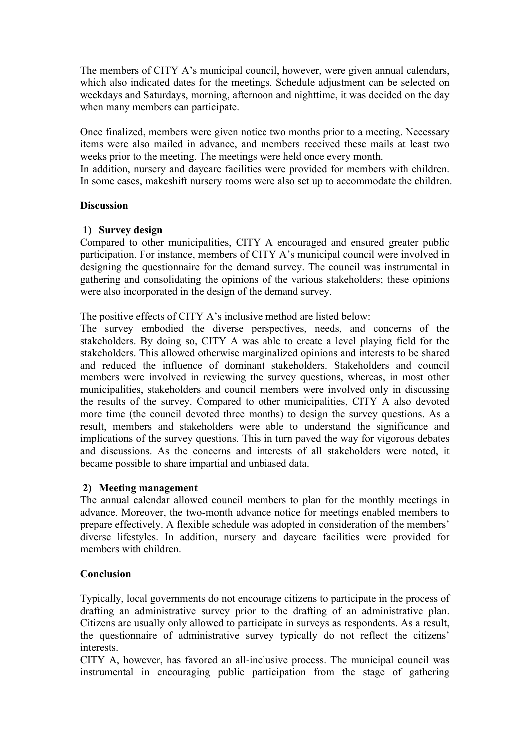The members of CITY A's municipal council, however, were given annual calendars, which also indicated dates for the meetings. Schedule adjustment can be selected on weekdays and Saturdays, morning, afternoon and nighttime, it was decided on the day when many members can participate.

Once finalized, members were given notice two months prior to a meeting. Necessary items were also mailed in advance, and members received these mails at least two weeks prior to the meeting. The meetings were held once every month.
In addition, nursery and daycare facilities were provided for members with children. In some cases, makeshift nursery rooms were also set up to accommodate the children.

## Discussion

### 1) Survey design

Compared to other municipalities, CITY A encouraged and ensured greater public participation. For instance, members of CITY A's municipal council were involved in designing the questionnaire for the demand survey. The council was instrumental in gathering and consolidating the opinions of the various stakeholders; these opinions were also incorporated in the design of the demand survey.

The positive effects of CITY A's inclusive method are listed below:
The survey embodied the diverse perspectives, needs, and concerns of the stakeholders. By doing so, CITY A was able to create a level playing field for the stakeholders. This allowed otherwise marginalized opinions and interests to be shared and reduced the influence of dominant stakeholders. Stakeholders and council members were involved in reviewing the survey questions, whereas, in most other municipalities, stakeholders and council members were involved only in discussing the results of the survey. Compared to other municipalities, CITY A also devoted more time (the council devoted three months) to design the survey questions. As a result, members and stakeholders were able to understand the significance and implications of the survey questions. This in turn paved the way for vigorous debates and discussions. As the concerns and interests of all stakeholders were noted, it became possible to share impartial and unbiased data.

### 2) Meeting management

The annual calendar allowed council members to plan for the monthly meetings in advance. Moreover, the two-month advance notice for meetings enabled members to prepare effectively. A flexible schedule was adopted in consideration of the members' diverse lifestyles. In addition, nursery and daycare facilities were provided for members with children.

## Conclusion

Typically, local governments do not encourage citizens to participate in the process of drafting an administrative survey prior to the drafting of an administrative plan. Citizens are usually only allowed to participate in surveys as respondents. As a result, the questionnaire of administrative survey typically do not reflect the citizens' interests.
CITY A, however, has favored an all-inclusive process. The municipal council was instrumental in encouraging public participation from the stage of gathering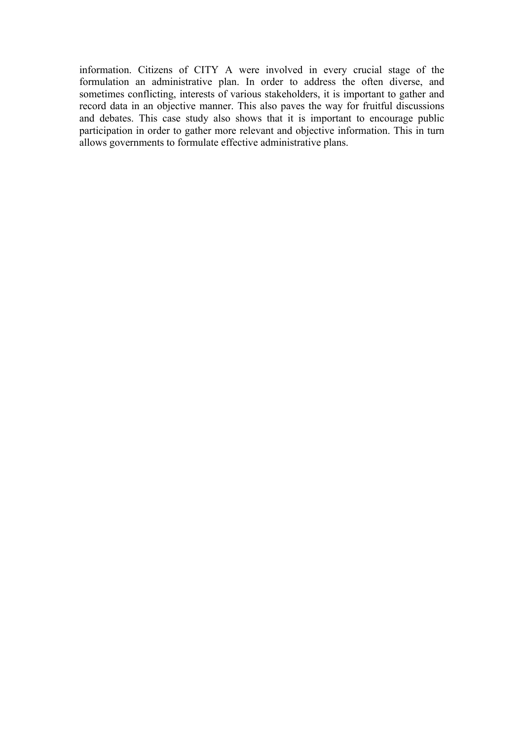information. Citizens of CITY A were involved in every crucial stage of the formulation an administrative plan. In order to address the often diverse, and sometimes conflicting, interests of various stakeholders, it is important to gather and record data in an objective manner. This also paves the way for fruitful discussions and debates. This case study also shows that it is important to encourage public participation in order to gather more relevant and objective information. This in turn allows governments to formulate effective administrative plans.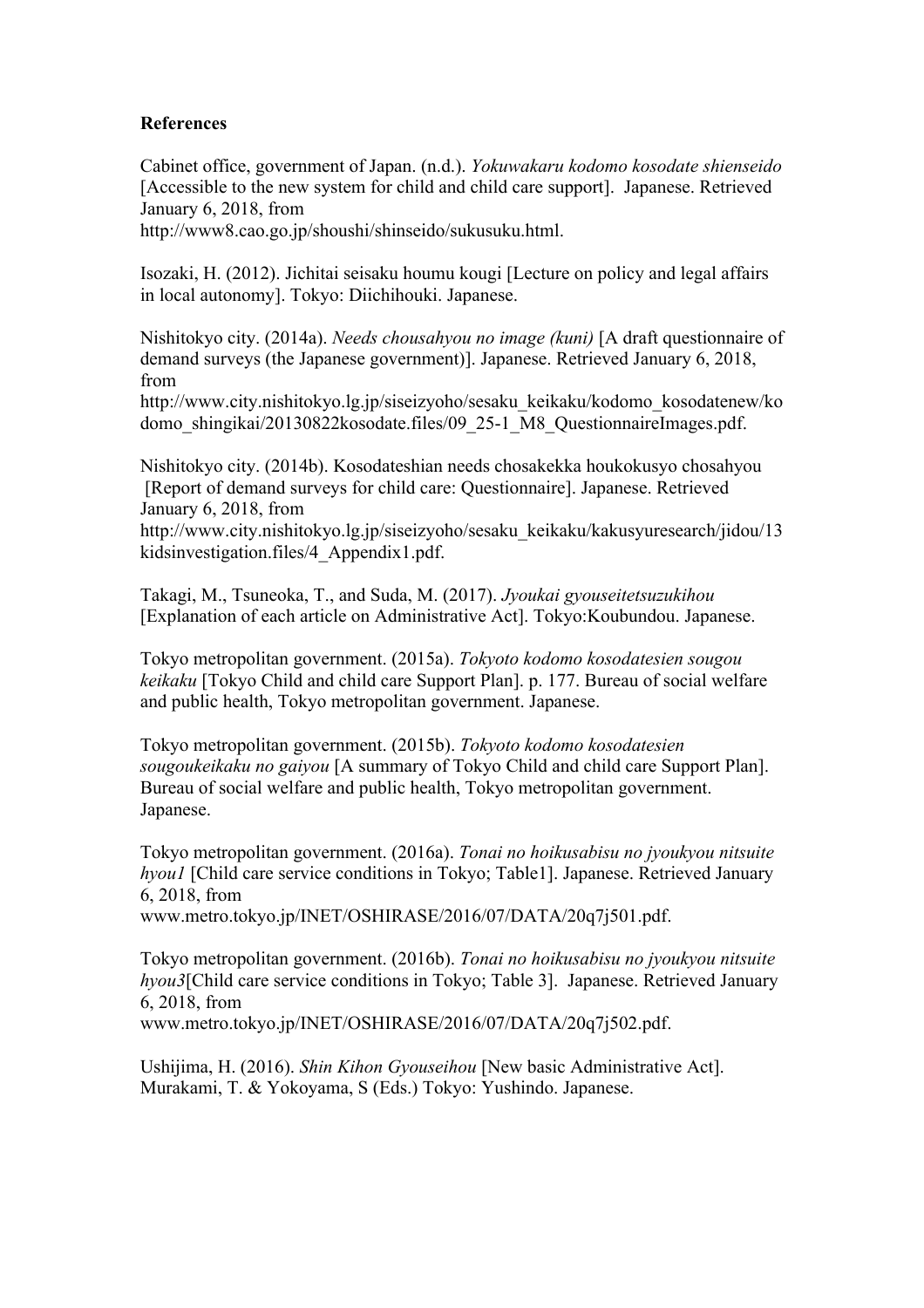**References**

Cabinet office, government of Japan. (n.d.). *Yokuwakaru kodomo kosodate shienseido* [Accessible to the new system for child and child care support]. Japanese. Retrieved January 6, 2018, from http://www8.cao.go.jp/shoushi/shinseido/sukusuku.html.

Isozaki, H. (2012). Jichitai seisaku houmu kougi [Lecture on policy and legal affairs in local autonomy]. Tokyo: Diichihouki. Japanese.

Nishitokyo city. (2014a). *Needs chousahyou no image (kuni)* [A draft questionnaire of demand surveys (the Japanese government)]. Japanese. Retrieved January 6, 2018, from http://www.city.nishitokyo.lg.jp/siseizyoho/sesaku_keikaku/kodomo_kosodatenew/kodomo_shingikai/20130822kosodate.files/09_25-1_M8_QuestionnaireImages.pdf.

Nishitokyo city. (2014b). Kosodateshian needs chosakekka houkokusyo chosahyou [Report of demand surveys for child care: Questionnaire]. Japanese. Retrieved January 6, 2018, from http://www.city.nishitokyo.lg.jp/siseizyoho/sesaku_keikaku/kakusyuresearch/jidou/13kidsinvestigation.files/4_Appendix1.pdf.

Takagi, M., Tsuneoka, T., and Suda, M. (2017). *Jyoukai gyouseitetsuzukihou* [Explanation of each article on Administrative Act]. Tokyo:Koubundou. Japanese.

Tokyo metropolitan government. (2015a). *Tokyoto kodomo kosodatesien sougou keikaku* [Tokyo Child and child care Support Plan]. p. 177. Bureau of social welfare and public health, Tokyo metropolitan government. Japanese.

Tokyo metropolitan government. (2015b). *Tokyoto kodomo kosodatesien sougoukeikaku no gaiyou* [A summary of Tokyo Child and child care Support Plan]. Bureau of social welfare and public health, Tokyo metropolitan government. Japanese.

Tokyo metropolitan government. (2016a). *Tonai no hoikusabisu no jyoukyou nitsuite hyou1* [Child care service conditions in Tokyo; Table1]. Japanese. Retrieved January 6, 2018, from www.metro.tokyo.jp/INET/OSHIRASE/2016/07/DATA/20q7j501.pdf.

Tokyo metropolitan government. (2016b). *Tonai no hoikusabisu no jyoukyou nitsuite hyou3*[Child care service conditions in Tokyo; Table 3]. Japanese. Retrieved January 6, 2018, from www.metro.tokyo.jp/INET/OSHIRASE/2016/07/DATA/20q7j502.pdf.

Ushijima, H. (2016). *Shin Kihon Gyouseihou* [New basic Administrative Act]. Murakami, T. & Yokoyama, S (Eds.) Tokyo: Yushindo. Japanese.